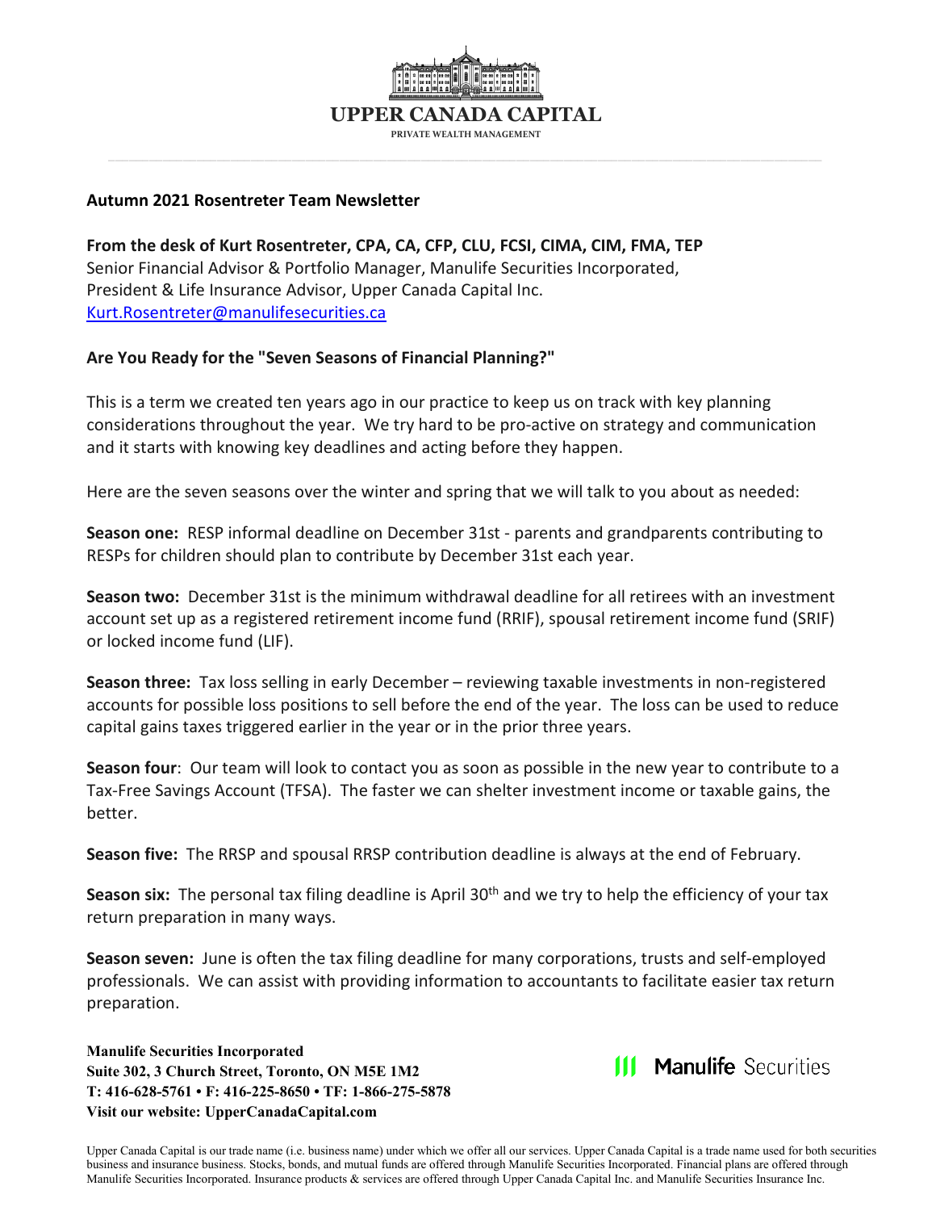# UPPER CANADA CAPITAL

PRIVATE WEALTH MANAGEMENT

**Autumn 2021 Rosentreter Team Newsletter**

**From the desk of Kurt Rosentreter, CPA, CA, CFP, CLU, FCSI, CIMA, CIM, FMA, TEP**
Senior Financial Advisor & Portfolio Manager, Manulife Securities Incorporated,
President & Life Insurance Advisor, Upper Canada Capital Inc.
Kurt.Rosentreter@manulifesecurities.ca

**Are You Ready for the "Seven Seasons of Financial Planning?"**

This is a term we created ten years ago in our practice to keep us on track with key planning considerations throughout the year. We try hard to be pro-active on strategy and communication and it starts with knowing key deadlines and acting before they happen.

Here are the seven seasons over the winter and spring that we will talk to you about as needed:

**Season one:** RESP informal deadline on December 31st - parents and grandparents contributing to RESPs for children should plan to contribute by December 31st each year.

**Season two:** December 31st is the minimum withdrawal deadline for all retirees with an investment account set up as a registered retirement income fund (RRIF), spousal retirement income fund (SRIF) or locked income fund (LIF).

**Season three:** Tax loss selling in early December – reviewing taxable investments in non-registered accounts for possible loss positions to sell before the end of the year. The loss can be used to reduce capital gains taxes triggered earlier in the year or in the prior three years.

**Season four**: Our team will look to contact you as soon as possible in the new year to contribute to a Tax-Free Savings Account (TFSA). The faster we can shelter investment income or taxable gains, the better.

**Season five:** The RRSP and spousal RRSP contribution deadline is always at the end of February.

**Season six:** The personal tax filing deadline is April 30th and we try to help the efficiency of your tax return preparation in many ways.

**Season seven:** June is often the tax filing deadline for many corporations, trusts and self-employed professionals. We can assist with providing information to accountants to facilitate easier tax return preparation.

**Manulife Securities Incorporated**
**Suite 302, 3 Church Street, Toronto, ON M5E 1M2**
**T: 416-628-5761 • F: 416-225-8650 • TF: 1-866-275-5878**
**Visit our website: UpperCanadaCapital.com**

Manulife Securities

Upper Canada Capital is our trade name (i.e. business name) under which we offer all our services. Upper Canada Capital is a trade name used for both securities business and insurance business. Stocks, bonds, and mutual funds are offered through Manulife Securities Incorporated. Financial plans are offered through Manulife Securities Incorporated. Insurance products & services are offered through Upper Canada Capital Inc. and Manulife Securities Insurance Inc.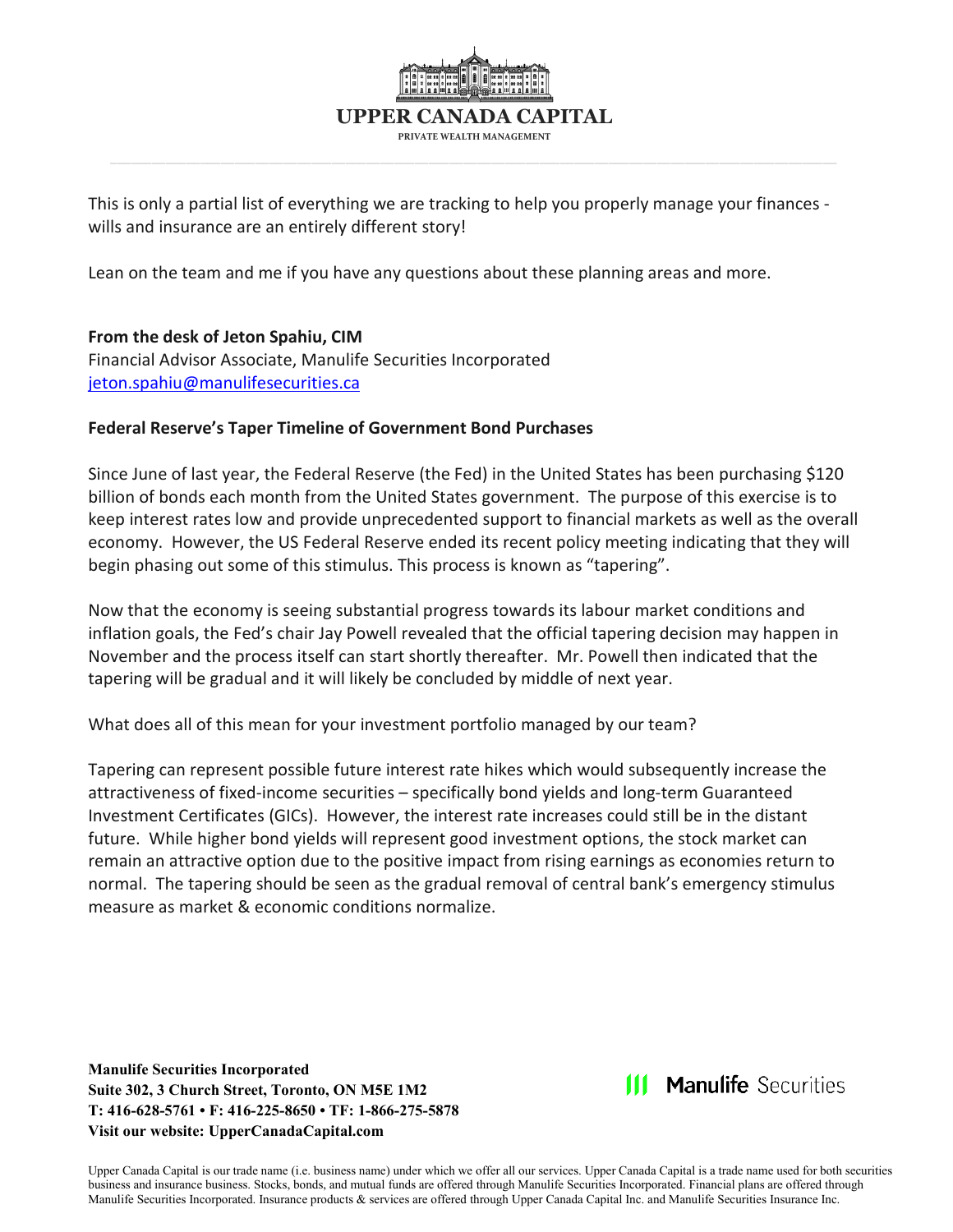This is only a partial list of everything we are tracking to help you properly manage your finances - wills and insurance are an entirely different story!

Lean on the team and me if you have any questions about these planning areas and more.

**From the desk of Jeton Spahiu, CIM**
Financial Advisor Associate, Manulife Securities Incorporated
jeton.spahiu@manulifesecurities.ca

**Federal Reserve's Taper Timeline of Government Bond Purchases**

Since June of last year, the Federal Reserve (the Fed) in the United States has been purchasing $120 billion of bonds each month from the United States government. The purpose of this exercise is to keep interest rates low and provide unprecedented support to financial markets as well as the overall economy. However, the US Federal Reserve ended its recent policy meeting indicating that they will begin phasing out some of this stimulus. This process is known as "tapering".

Now that the economy is seeing substantial progress towards its labour market conditions and inflation goals, the Fed's chair Jay Powell revealed that the official tapering decision may happen in November and the process itself can start shortly thereafter. Mr. Powell then indicated that the tapering will be gradual and it will likely be concluded by middle of next year.

What does all of this mean for your investment portfolio managed by our team?

Tapering can represent possible future interest rate hikes which would subsequently increase the attractiveness of fixed-income securities – specifically bond yields and long-term Guaranteed Investment Certificates (GICs). However, the interest rate increases could still be in the distant future. While higher bond yields will represent good investment options, the stock market can remain an attractive option due to the positive impact from rising earnings as economies return to normal. The tapering should be seen as the gradual removal of central bank's emergency stimulus measure as market & economic conditions normalize.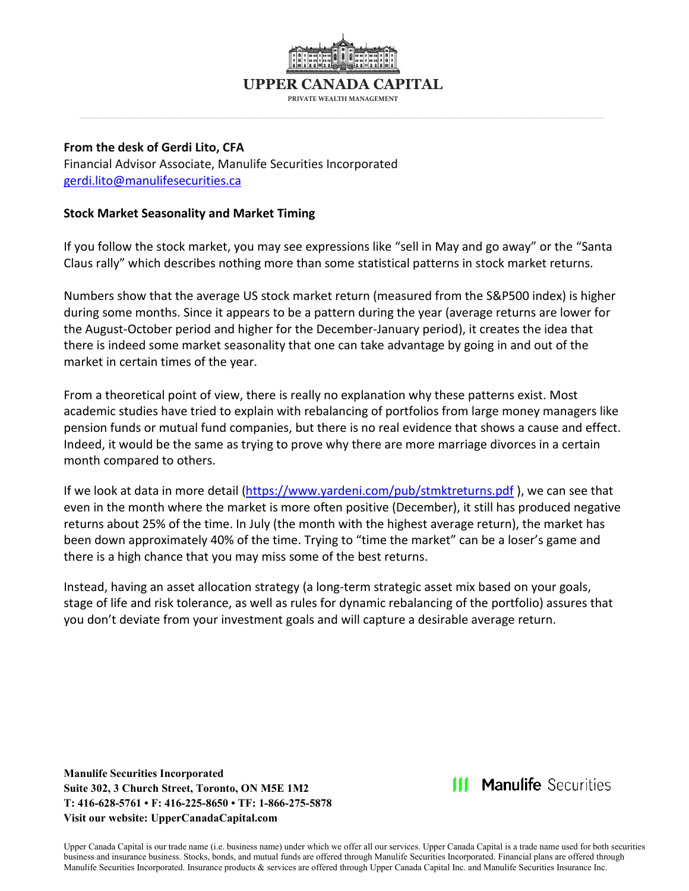**From the desk of Gerdi Lito, CFA**
Financial Advisor Associate, Manulife Securities Incorporated
gerdi.lito@manulifesecurities.ca

**Stock Market Seasonality and Market Timing**

If you follow the stock market, you may see expressions like "sell in May and go away" or the "Santa Claus rally" which describes nothing more than some statistical patterns in stock market returns.

Numbers show that the average US stock market return (measured from the S&P500 index) is higher during some months. Since it appears to be a pattern during the year (average returns are lower for the August-October period and higher for the December-January period), it creates the idea that there is indeed some market seasonality that one can take advantage by going in and out of the market in certain times of the year.

From a theoretical point of view, there is really no explanation why these patterns exist. Most academic studies have tried to explain with rebalancing of portfolios from large money managers like pension funds or mutual fund companies, but there is no real evidence that shows a cause and effect. Indeed, it would be the same as trying to prove why there are more marriage divorces in a certain month compared to others.

If we look at data in more detail (https://www.yardeni.com/pub/stmktreturns.pdf ), we can see that even in the month where the market is more often positive (December), it still has produced negative returns about 25% of the time. In July (the month with the highest average return), the market has been down approximately 40% of the time. Trying to "time the market" can be a loser's game and there is a high chance that you may miss some of the best returns.

Instead, having an asset allocation strategy (a long-term strategic asset mix based on your goals, stage of life and risk tolerance, as well as rules for dynamic rebalancing of the portfolio) assures that you don't deviate from your investment goals and will capture a desirable average return.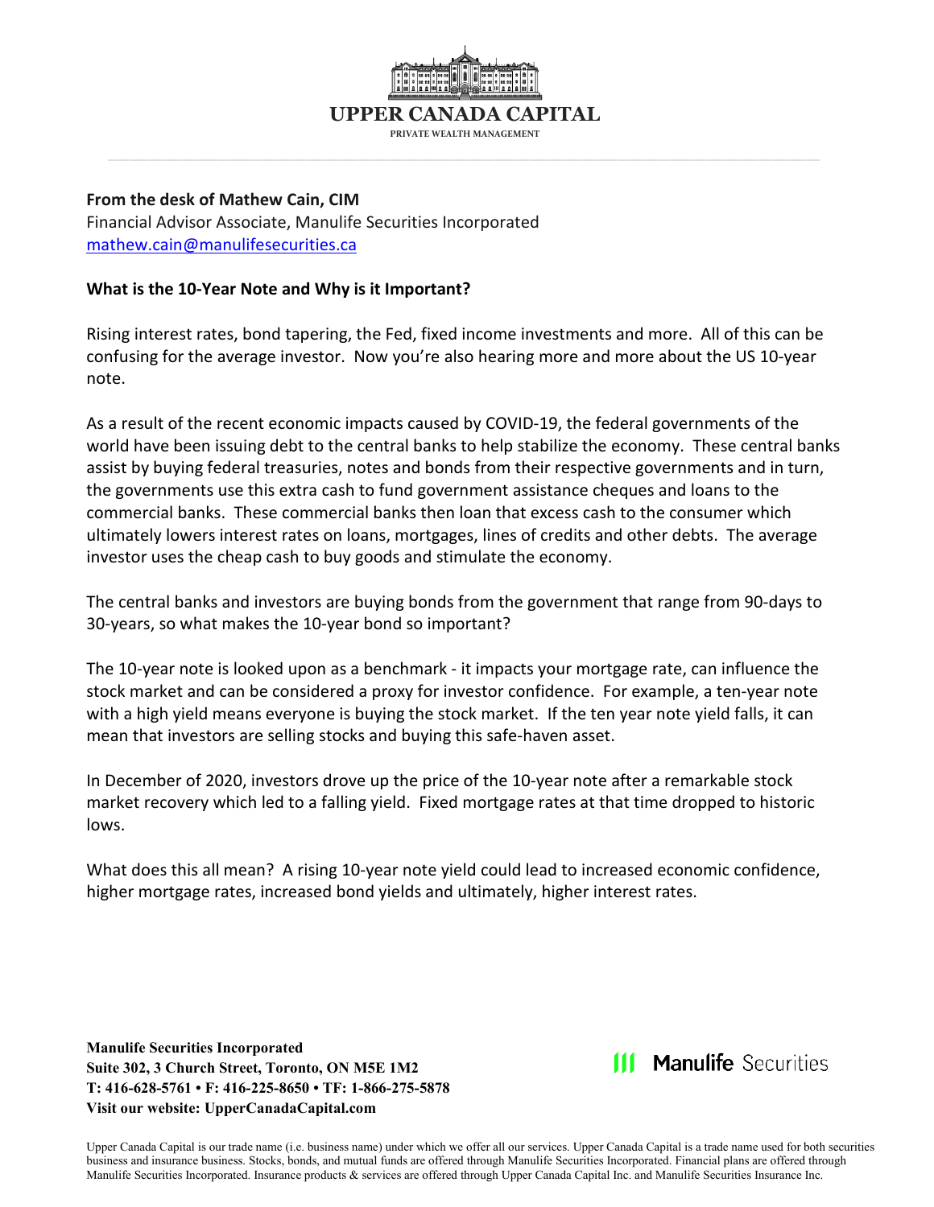**UPPER CANADA CAPITAL**

PRIVATE WEALTH MANAGEMENT

**From the desk of Mathew Cain, CIM**
Financial Advisor Associate, Manulife Securities Incorporated
mathew.cain@manulifesecurities.ca

**What is the 10-Year Note and Why is it Important?**

Rising interest rates, bond tapering, the Fed, fixed income investments and more. All of this can be confusing for the average investor. Now you're also hearing more and more about the US 10-year note.

As a result of the recent economic impacts caused by COVID-19, the federal governments of the world have been issuing debt to the central banks to help stabilize the economy. These central banks assist by buying federal treasuries, notes and bonds from their respective governments and in turn, the governments use this extra cash to fund government assistance cheques and loans to the commercial banks. These commercial banks then loan that excess cash to the consumer which ultimately lowers interest rates on loans, mortgages, lines of credits and other debts. The average investor uses the cheap cash to buy goods and stimulate the economy.

The central banks and investors are buying bonds from the government that range from 90-days to 30-years, so what makes the 10-year bond so important?

The 10-year note is looked upon as a benchmark - it impacts your mortgage rate, can influence the stock market and can be considered a proxy for investor confidence. For example, a ten-year note with a high yield means everyone is buying the stock market. If the ten year note yield falls, it can mean that investors are selling stocks and buying this safe-haven asset.

In December of 2020, investors drove up the price of the 10-year note after a remarkable stock market recovery which led to a falling yield. Fixed mortgage rates at that time dropped to historic lows.

What does this all mean? A rising 10-year note yield could lead to increased economic confidence, higher mortgage rates, increased bond yields and ultimately, higher interest rates.

**Manulife Securities Incorporated**
**Suite 302, 3 Church Street, Toronto, ON M5E 1M2**
**T: 416-628-5761 • F: 416-225-8650 • TF: 1-866-275-5878**
**Visit our website: UpperCanadaCapital.com**

Manulife Securities

Upper Canada Capital is our trade name (i.e. business name) under which we offer all our services. Upper Canada Capital is a trade name used for both securities business and insurance business. Stocks, bonds, and mutual funds are offered through Manulife Securities Incorporated. Financial plans are offered through Manulife Securities Incorporated. Insurance products & services are offered through Upper Canada Capital Inc. and Manulife Securities Insurance Inc.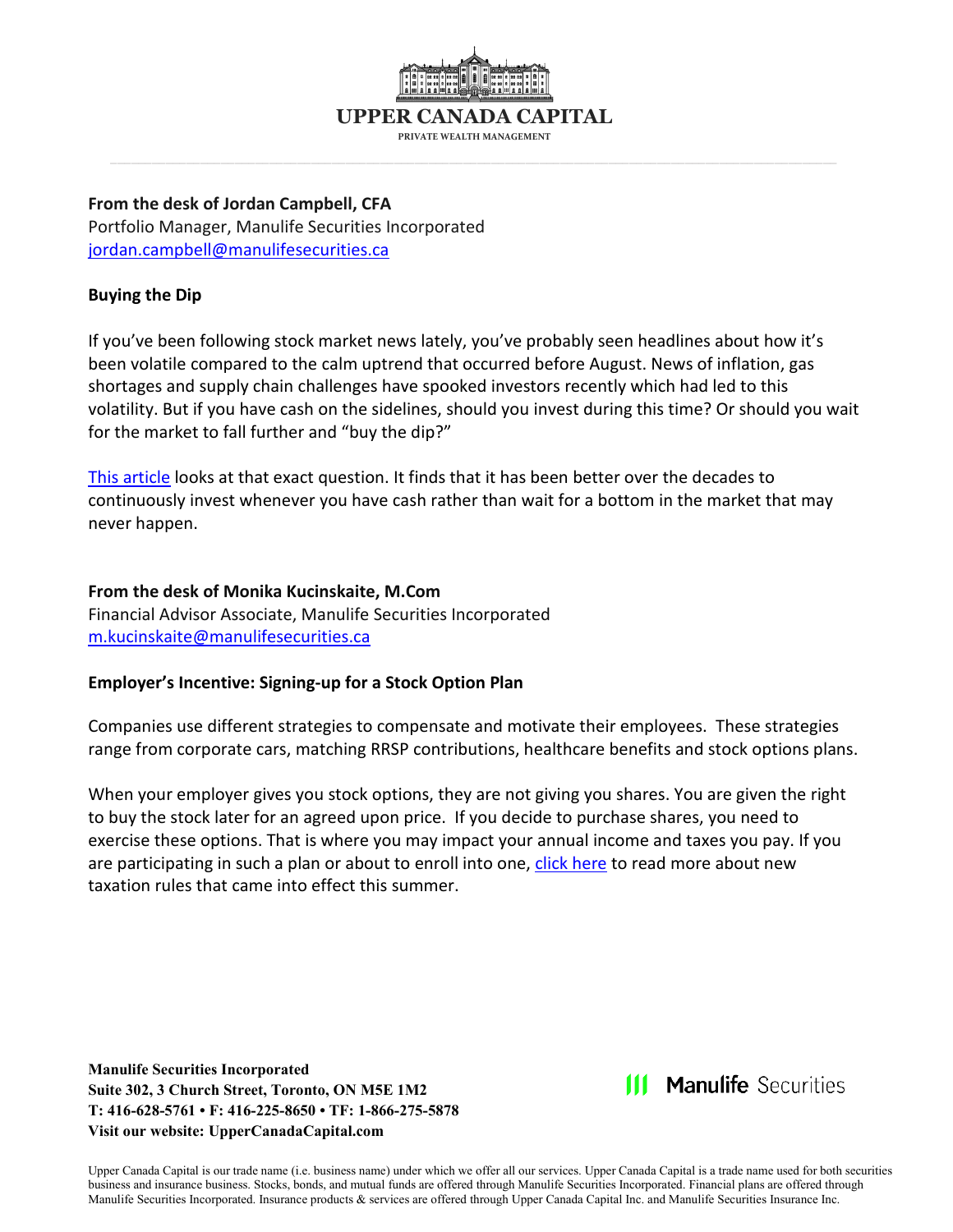**UPPER CANADA CAPITAL**

PRIVATE WEALTH MANAGEMENT

**From the desk of Jordan Campbell, CFA**
Portfolio Manager, Manulife Securities Incorporated
jordan.campbell@manulifesecurities.ca

**Buying the Dip**

If you've been following stock market news lately, you've probably seen headlines about how it's been volatile compared to the calm uptrend that occurred before August. News of inflation, gas shortages and supply chain challenges have spooked investors recently which had led to this volatility. But if you have cash on the sidelines, should you invest during this time? Or should you wait for the market to fall further and "buy the dip?"

This article looks at that exact question. It finds that it has been better over the decades to continuously invest whenever you have cash rather than wait for a bottom in the market that may never happen.

**From the desk of Monika Kucinskaite, M.Com**
Financial Advisor Associate, Manulife Securities Incorporated
m.kucinskaite@manulifesecurities.ca

**Employer's Incentive: Signing-up for a Stock Option Plan**

Companies use different strategies to compensate and motivate their employees. These strategies range from corporate cars, matching RRSP contributions, healthcare benefits and stock options plans.

When your employer gives you stock options, they are not giving you shares. You are given the right to buy the stock later for an agreed upon price. If you decide to purchase shares, you need to exercise these options. That is where you may impact your annual income and taxes you pay. If you are participating in such a plan or about to enroll into one, click here to read more about new taxation rules that came into effect this summer.

**Manulife Securities Incorporated**
**Suite 302, 3 Church Street, Toronto, ON M5E 1M2**
**T: 416-628-5761 • F: 416-225-8650 • TF: 1-866-275-5878**
**Visit our website: UpperCanadaCapital.com**

Manulife Securities

Upper Canada Capital is our trade name (i.e. business name) under which we offer all our services. Upper Canada Capital is a trade name used for both securities business and insurance business. Stocks, bonds, and mutual funds are offered through Manulife Securities Incorporated. Financial plans are offered through Manulife Securities Incorporated. Insurance products & services are offered through Upper Canada Capital Inc. and Manulife Securities Insurance Inc.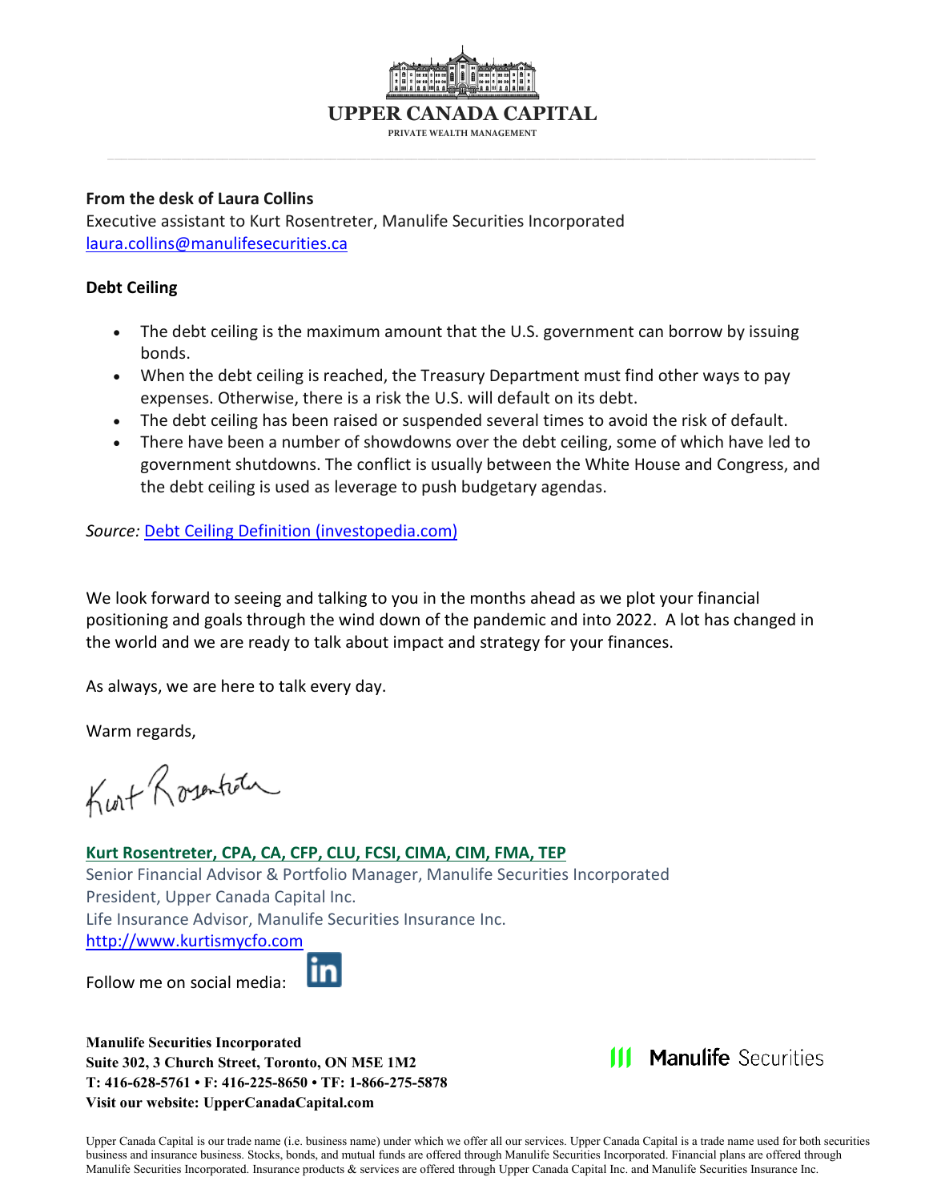**UPPER CANADA CAPITAL**
PRIVATE WEALTH MANAGEMENT

**From the desk of Laura Collins**
Executive assistant to Kurt Rosentreter, Manulife Securities Incorporated
laura.collins@manulifesecurities.ca

**Debt Ceiling**

- The debt ceiling is the maximum amount that the U.S. government can borrow by issuing bonds.
- When the debt ceiling is reached, the Treasury Department must find other ways to pay expenses. Otherwise, there is a risk the U.S. will default on its debt.
- The debt ceiling has been raised or suspended several times to avoid the risk of default.
- There have been a number of showdowns over the debt ceiling, some of which have led to government shutdowns. The conflict is usually between the White House and Congress, and the debt ceiling is used as leverage to push budgetary agendas.

*Source:* Debt Ceiling Definition (investopedia.com)

We look forward to seeing and talking to you in the months ahead as we plot your financial positioning and goals through the wind down of the pandemic and into 2022. A lot has changed in the world and we are ready to talk about impact and strategy for your finances.

As always, we are here to talk every day.

Warm regards,

Kurt Rosentreter

**Kurt Rosentreter, CPA, CA, CFP, CLU, FCSI, CIMA, CIM, FMA, TEP**
Senior Financial Advisor & Portfolio Manager, Manulife Securities Incorporated
President, Upper Canada Capital Inc.
Life Insurance Advisor, Manulife Securities Insurance Inc.
http://www.kurtismycfo.com

Follow me on social media:

**Manulife Securities Incorporated**
**Suite 302, 3 Church Street, Toronto, ON M5E 1M2**
**T: 416-628-5761 • F: 416-225-8650 • TF: 1-866-275-5878**
**Visit our website: UpperCanadaCapital.com**

Manulife Securities

Upper Canada Capital is our trade name (i.e. business name) under which we offer all our services. Upper Canada Capital is a trade name used for both securities business and insurance business. Stocks, bonds, and mutual funds are offered through Manulife Securities Incorporated. Financial plans are offered through Manulife Securities Incorporated. Insurance products & services are offered through Upper Canada Capital Inc. and Manulife Securities Insurance Inc.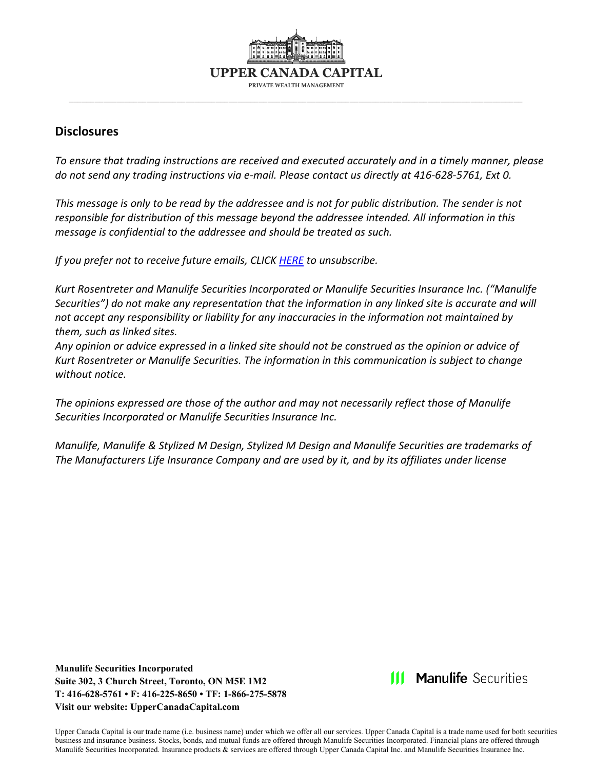## Disclosures

*To ensure that trading instructions are received and executed accurately and in a timely manner, please do not send any trading instructions via e-mail. Please contact us directly at 416-628-5761, Ext 0.*

*This message is only to be read by the addressee and is not for public distribution. The sender is not responsible for distribution of this message beyond the addressee intended. All information in this message is confidential to the addressee and should be treated as such.*

*If you prefer not to receive future emails, CLICK HERE to unsubscribe.*

*Kurt Rosentreter and Manulife Securities Incorporated or Manulife Securities Insurance Inc. ("Manulife Securities") do not make any representation that the information in any linked site is accurate and will not accept any responsibility or liability for any inaccuracies in the information not maintained by them, such as linked sites.*
*Any opinion or advice expressed in a linked site should not be construed as the opinion or advice of Kurt Rosentreter or Manulife Securities. The information in this communication is subject to change without notice.*

*The opinions expressed are those of the author and may not necessarily reflect those of Manulife Securities Incorporated or Manulife Securities Insurance Inc.*

*Manulife, Manulife & Stylized M Design, Stylized M Design and Manulife Securities are trademarks of The Manufacturers Life Insurance Company and are used by it, and by its affiliates under license*

**Manulife Securities Incorporated**
**Suite 302, 3 Church Street, Toronto, ON M5E 1M2**
**T: 416-628-5761 • F: 416-225-8650 • TF: 1-866-275-5878**
**Visit our website: UpperCanadaCapital.com**

Manulife Securities

Upper Canada Capital is our trade name (i.e. business name) under which we offer all our services. Upper Canada Capital is a trade name used for both securities business and insurance business. Stocks, bonds, and mutual funds are offered through Manulife Securities Incorporated. Financial plans are offered through Manulife Securities Incorporated. Insurance products & services are offered through Upper Canada Capital Inc. and Manulife Securities Insurance Inc.